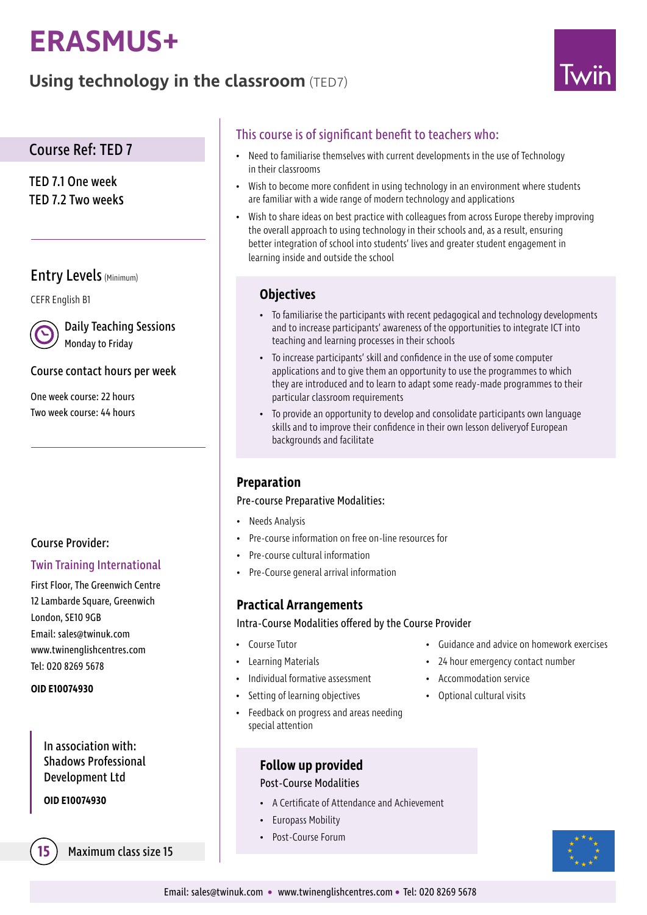# ERASMUS+

## Using technology in the classroom (TED7)

Twin

### Course Ref: TED 7

TED 7.1 One week
TED 7.2 Two weeks

### Entry Levels (Minimum)

CEFR English B1

**Daily Teaching Sessions**
Monday to Friday

### Course contact hours per week

One week course: 22 hours
Two week course: 44 hours

### Course Provider:

Twin Training International

First Floor, The Greenwich Centre
12 Lambarde Square, Greenwich
London, SE10 9GB
Email: sales@twinuk.com
www.twinenglishcentres.com
Tel: 020 8269 5678

**OID E10074930**

In association with:
Shadows Professional Development Ltd

**OID E10074930**

15 Maximum class size 15

### This course is of significant benefit to teachers who:

- Need to familiarise themselves with current developments in the use of Technology in their classrooms
- Wish to become more confident in using technology in an environment where students are familiar with a wide range of modern technology and applications
- Wish to share ideas on best practice with colleagues from across Europe thereby improving the overall approach to using technology in their schools and, as a result, ensuring better integration of school into students' lives and greater student engagement in learning inside and outside the school

### Objectives

- To familiarise the participants with recent pedagogical and technology developments and to increase participants' awareness of the opportunities to integrate ICT into teaching and learning processes in their schools
- To increase participants' skill and confidence in the use of some computer applications and to give them an opportunity to use the programmes to which they are introduced and to learn to adapt some ready-made programmes to their particular classroom requirements
- To provide an opportunity to develop and consolidate participants own language skills and to improve their confidence in their own lesson deliveryof European backgrounds and facilitate

### Preparation

Pre-course Preparative Modalities:

- Needs Analysis
- Pre-course information on free on-line resources for
- Pre-course cultural information
- Pre-Course general arrival information

### Practical Arrangements

Intra-Course Modalities offered by the Course Provider

- Course Tutor
- Learning Materials
- Individual formative assessment
- Setting of learning objectives
- Feedback on progress and areas needing special attention
- Guidance and advice on homework exercises
- 24 hour emergency contact number
- Accommodation service
- Optional cultural visits

### Follow up provided

Post-Course Modalities

- A Certificate of Attendance and Achievement
- Europass Mobility
- Post-Course Forum

Email: sales@twinuk.com • www.twinenglishcentres.com • Tel: 020 8269 5678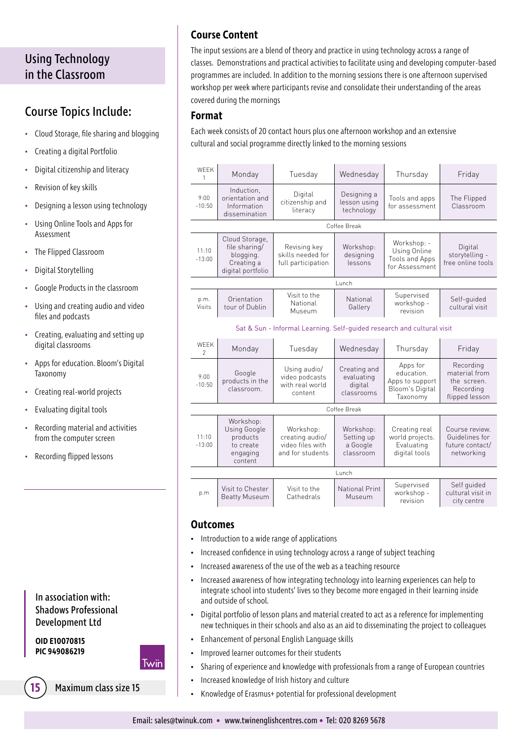# Using Technology in the Classroom

## Course Topics Include:

- Cloud Storage, file sharing and blogging
- Creating a digital Portfolio
- Digital citizenship and literacy
- Revision of key skills
- Designing a lesson using technology
- Using Online Tools and Apps for Assessment
- The Flipped Classroom
- Digital Storytelling
- Google Products in the classroom
- Using and creating audio and video files and podcasts
- Creating, evaluating and setting up digital classrooms
- Apps for education. Bloom's Digital Taxonomy
- Creating real-world projects
- Evaluating digital tools
- Recording material and activities from the computer screen
- Recording flipped lessons

In association with:
Shadows Professional Development Ltd

**OID E10070815**
**PIC 949086219**

15 Maximum class size 15

## Course Content

The input sessions are a blend of theory and practice in using technology across a range of classes. Demonstrations and practical activities to facilitate using and developing computer-based programmes are included. In addition to the morning sessions there is one afternoon supervised workshop per week where participants revise and consolidate their understanding of the areas covered during the mornings

## Format

Each week consists of 20 contact hours plus one afternoon workshop and an extensive cultural and social programme directly linked to the morning sessions

| WEEK 1 | Monday | Tuesday | Wednesday | Thursday | Friday |
|---|---|---|---|---|---|
| 9:00 -10:50 | Induction, orientation and Information dissemination | Digital citizenship and literacy | Designing a lesson using technology | Tools and apps for assessment | The Flipped Classroom |
| | | | Coffee Break | | |
| 11:10 -13:00 | Cloud Storage, file sharing/ blogging. Creating a digital portfolio | Revising key skills needed for full participation | Workshop: designing lessons | Workshop: - Using Online Tools and Apps for Assessment | Digital storytelling - free online tools |
| | | | Lunch | | |
| p.m. Visits | Orientation tour of Dublin | Visit to the National Museum | National Gallery | Supervised workshop - revision | Self-guided cultural visit |

Sat & Sun - Informal Learning. Self-guided research and cultural visit

| WEEK 2 | Monday | Tuesday | Wednesday | Thursday | Friday |
|---|---|---|---|---|---|
| 9:00 -10:50 | Google products in the classroom. | Using audio/ video podcasts with real world content | Creating and evaluating digital classrooms | Apps for education. Apps to support Bloom's Digital Taxonomy | Recording material from the screen. Recording flipped lesson |
| | | | Coffee Break | | |
| 11:10 -13:00 | Workshop: Using Google products to create engaging content | Workshop: creating audio/ video files with and for students | Workshop: Setting up a Google classroom | Creating real world projects. Evaluating digital tools | Course review. Guidelines for future contact/ networking |
| | | | Lunch | | |
| p.m | Visit to Chester Beatty Museum | Visit to the Cathedrals | National Print Museum | Supervised workshop - revision | Self guided cultural visit in city centre |

## Outcomes

- Introduction to a wide range of applications
- Increased confidence in using technology across a range of subject teaching
- Increased awareness of the use of the web as a teaching resource
- Increased awareness of how integrating technology into learning experiences can help to integrate school into students' lives so they become more engaged in their learning inside and outside of school.
- Digital portfolio of lesson plans and material created to act as a reference for implementing new techniques in their schools and also as an aid to disseminating the project to colleagues
- Enhancement of personal English Language skills
- Improved learner outcomes for their students
- Sharing of experience and knowledge with professionals from a range of European countries
- Increased knowledge of Irish history and culture
- Knowledge of Erasmus+ potential for professional development

Email: sales@twinuk.com • www.twinenglishcentres.com • Tel: 020 8269 5678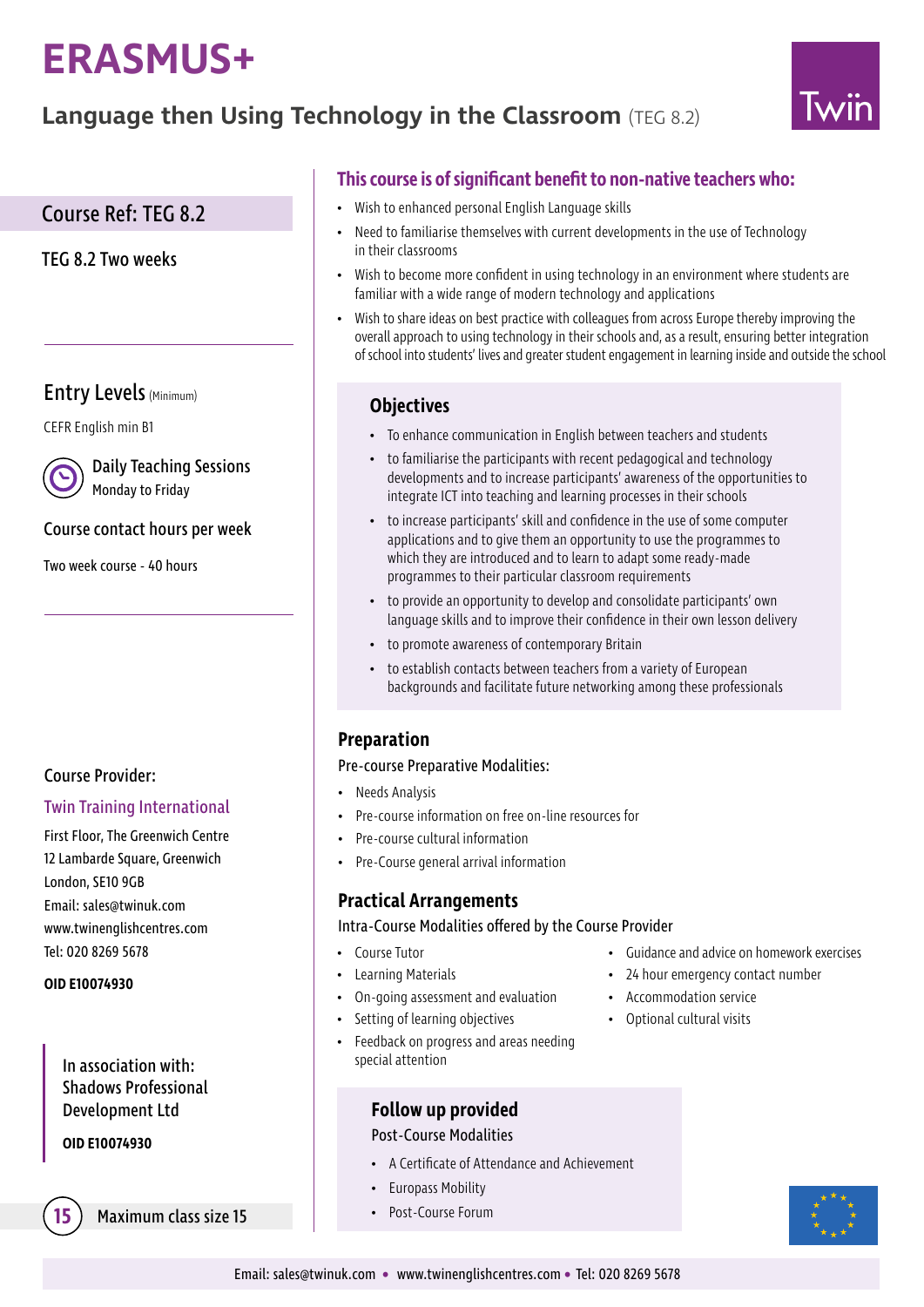# ERASMUS+

## Language then Using Technology in the Classroom (TEG 8.2)

Twin

### Course Ref: TEG 8.2

TEG 8.2 Two weeks

### Entry Levels (Minimum)

CEFR English min B1

**Daily Teaching Sessions**
Monday to Friday

**Course contact hours per week**

Two week course - 40 hours

**Course Provider:**

Twin Training International

First Floor, The Greenwich Centre
12 Lambarde Square, Greenwich
London, SE10 9GB
Email: sales@twinuk.com
www.twinenglishcentres.com
Tel: 020 8269 5678

**OID E10074930**

In association with:
Shadows Professional Development Ltd

**OID E10074930**

15 Maximum class size 15

### This course is of significant benefit to non-native teachers who:

- Wish to enhanced personal English Language skills
- Need to familiarise themselves with current developments in the use of Technology in their classrooms
- Wish to become more confident in using technology in an environment where students are familiar with a wide range of modern technology and applications
- Wish to share ideas on best practice with colleagues from across Europe thereby improving the overall approach to using technology in their schools and, as a result, ensuring better integration of school into students' lives and greater student engagement in learning inside and outside the school

### Objectives

- To enhance communication in English between teachers and students
- to familiarise the participants with recent pedagogical and technology developments and to increase participants' awareness of the opportunities to integrate ICT into teaching and learning processes in their schools
- to increase participants' skill and confidence in the use of some computer applications and to give them an opportunity to use the programmes to which they are introduced and to learn to adapt some ready-made programmes to their particular classroom requirements
- to provide an opportunity to develop and consolidate participants' own language skills and to improve their confidence in their own lesson delivery
- to promote awareness of contemporary Britain
- to establish contacts between teachers from a variety of European backgrounds and facilitate future networking among these professionals

### Preparation

Pre-course Preparative Modalities:

- Needs Analysis
- Pre-course information on free on-line resources for
- Pre-course cultural information
- Pre-Course general arrival information

### Practical Arrangements

Intra-Course Modalities offered by the Course Provider

- Course Tutor
- Learning Materials
- On-going assessment and evaluation
- Setting of learning objectives
- Feedback on progress and areas needing special attention
- Guidance and advice on homework exercises
- 24 hour emergency contact number
- Accommodation service
- Optional cultural visits

### Follow up provided

Post-Course Modalities

- A Certificate of Attendance and Achievement
- Europass Mobility
- Post-Course Forum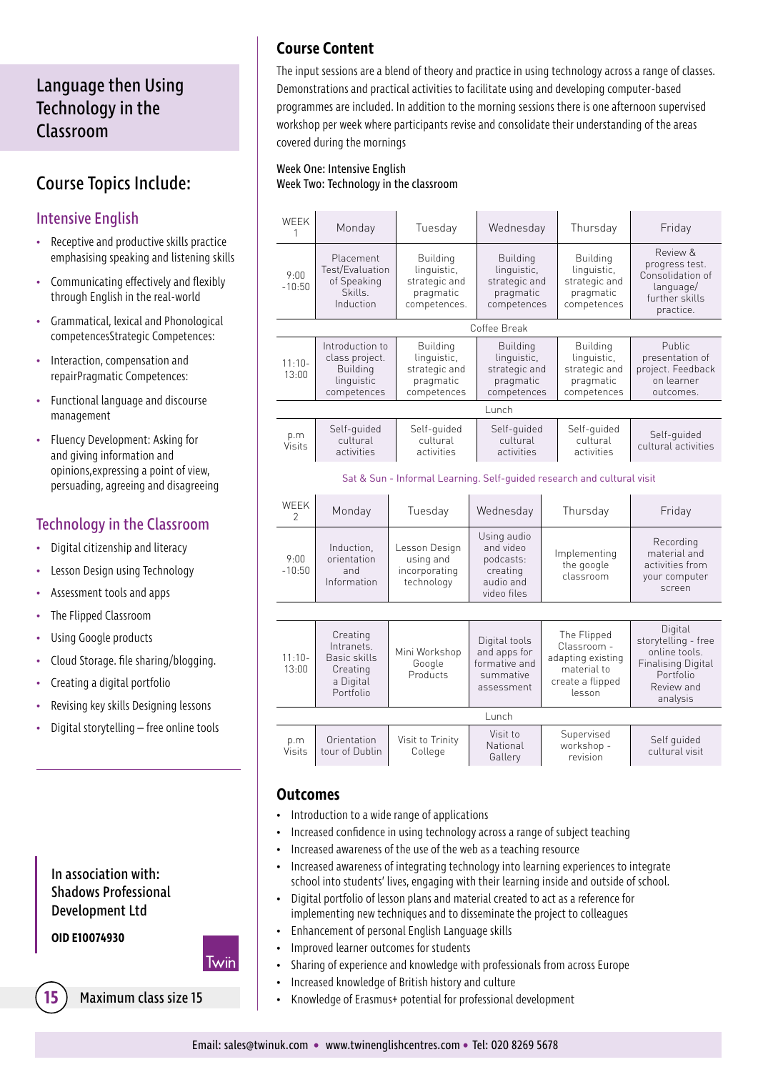# Language then Using Technology in the Classroom

## Course Topics Include:

### Intensive English

- Receptive and productive skills practice emphasising speaking and listening skills
- Communicating effectively and flexibly through English in the real-world
- Grammatical, lexical and Phonological competencesStrategic Competences:
- Interaction, compensation and repairPragmatic Competences:
- Functional language and discourse management
- Fluency Development: Asking for and giving information and opinions,expressing a point of view, persuading, agreeing and disagreeing

### Technology in the Classroom

- Digital citizenship and literacy
- Lesson Design using Technology
- Assessment tools and apps
- The Flipped Classroom
- Using Google products
- Cloud Storage. file sharing/blogging.
- Creating a digital portfolio
- Revising key skills Designing lessons
- Digital storytelling – free online tools

In association with:
Shadows Professional Development Ltd

**OID E10074930**

**15** Maximum class size 15

## Course Content

The input sessions are a blend of theory and practice in using technology across a range of classes. Demonstrations and practical activities to facilitate using and developing computer-based programmes are included. In addition to the morning sessions there is one afternoon supervised workshop per week where participants revise and consolidate their understanding of the areas covered during the mornings

Week One: Intensive English
Week Two: Technology in the classroom

| WEEK 1 | Monday | Tuesday | Wednesday | Thursday | Friday |
|---|---|---|---|---|---|
| 9:00 -10:50 | Placement Test/Evaluation of Speaking Skills. Induction | Building linguistic, strategic and pragmatic competences. | Building linguistic, strategic and pragmatic competences | Building linguistic, strategic and pragmatic competences | Review & progress test. Consolidation of language/ further skills practice. |
| | | | Coffee Break | | |
| 11:10-13:00 | Introduction to class project. Building linguistic competences | Building linguistic, strategic and pragmatic competences | Building linguistic, strategic and pragmatic competences | Building linguistic, strategic and pragmatic competences | Public presentation of project. Feedback on learner outcomes. |
| | | | Lunch | | |
| p.m Visits | Self-guided cultural activities | Self-guided cultural activities | Self-guided cultural activities | Self-guided cultural activities | Self-guided cultural activities |

Sat & Sun - Informal Learning. Self-guided research and cultural visit

| WEEK 2 | Monday | Tuesday | Wednesday | Thursday | Friday |
|---|---|---|---|---|---|
| 9:00 -10:50 | Induction, orientation and Information | Lesson Design using and incorporating technology | Using audio and video podcasts: creating audio and video files | Implementing the google classroom | Recording material and activities from your computer screen |
| 11:10-13:00 | Creating Intranets. Basic skills Creating a Digital Portfolio | Mini Workshop Google Products | Digital tools and apps for formative and summative assessment | The Flipped Classroom - adapting existing material to create a flipped lesson | Digital storytelling - free online tools. Finalising Digital Portfolio Review and analysis |
| | | | Lunch | | |
| p.m Visits | Orientation tour of Dublin | Visit to Trinity College | Visit to National Gallery | Supervised workshop - revision | Self guided cultural visit |

## Outcomes

- Introduction to a wide range of applications
- Increased confidence in using technology across a range of subject teaching
- Increased awareness of the use of the web as a teaching resource
- Increased awareness of integrating technology into learning experiences to integrate school into students' lives, engaging with their learning inside and outside of school.
- Digital portfolio of lesson plans and material created to act as a reference for implementing new techniques and to disseminate the project to colleagues
- Enhancement of personal English Language skills
- Improved learner outcomes for students
- Sharing of experience and knowledge with professionals from across Europe
- Increased knowledge of British history and culture
- Knowledge of Erasmus+ potential for professional development

Email: sales@twinuk.com • www.twinenglishcentres.com • Tel: 020 8269 5678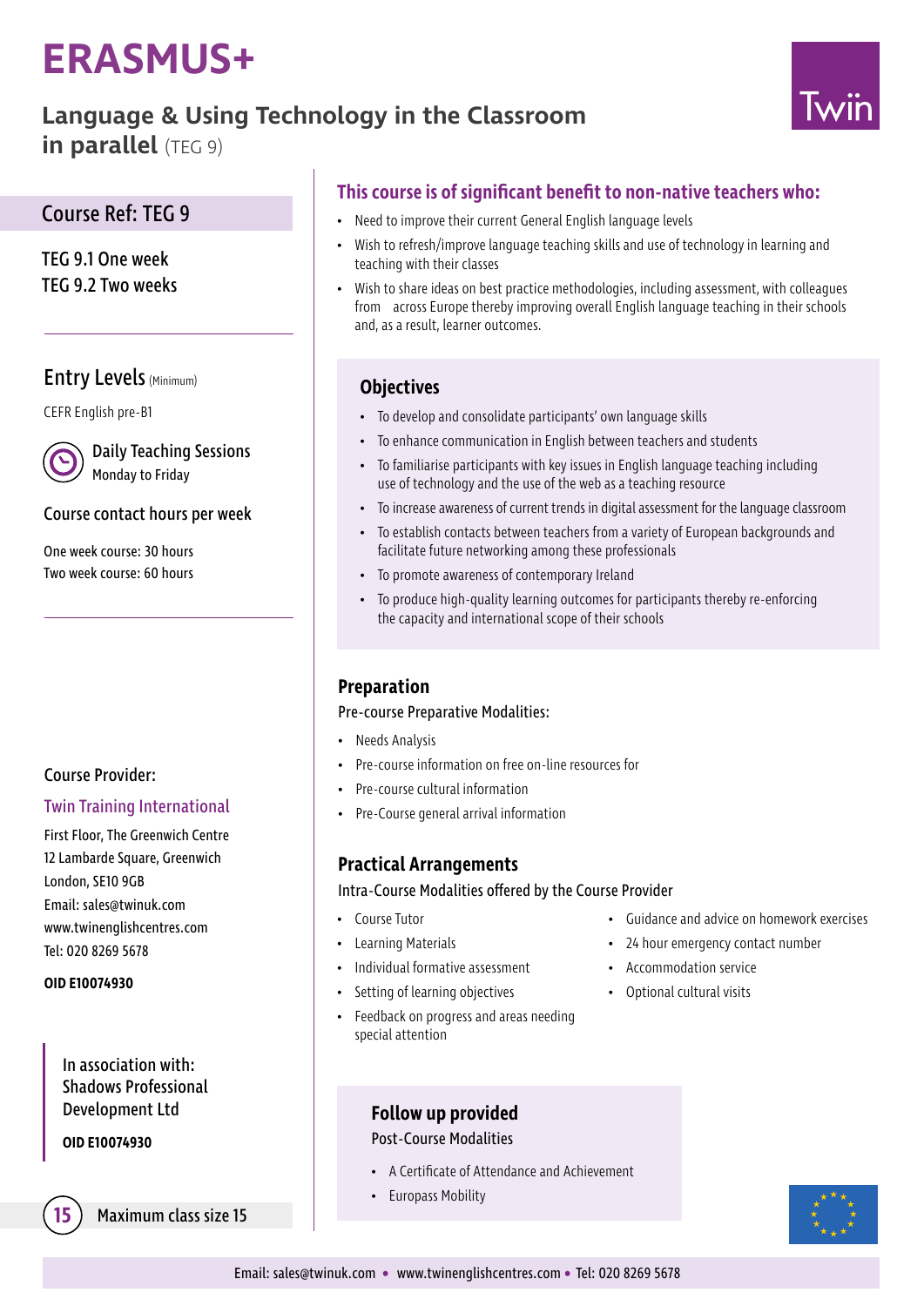# ERASMUS+

## Language & Using Technology in the Classroom in parallel (TEG 9)

### Course Ref: TEG 9

TEG 9.1 One week
TEG 9.2 Two weeks

### Entry Levels (Minimum)

CEFR English pre-B1

**Daily Teaching Sessions**
Monday to Friday

**Course contact hours per week**

One week course: 30 hours
Two week course: 60 hours

**Course Provider:**

Twin Training International
First Floor, The Greenwich Centre
12 Lambarde Square, Greenwich
London, SE10 9GB
Email: sales@twinuk.com
www.twinenglishcentres.com
Tel: 020 8269 5678

**OID E10074930**

In association with:
Shadows Professional Development Ltd

**OID E10074930**

15 Maximum class size 15

### This course is of significant benefit to non-native teachers who:

- Need to improve their current General English language levels
- Wish to refresh/improve language teaching skills and use of technology in learning and teaching with their classes
- Wish to share ideas on best practice methodologies, including assessment, with colleagues from across Europe thereby improving overall English language teaching in their schools and, as a result, learner outcomes.

### Objectives

- To develop and consolidate participants' own language skills
- To enhance communication in English between teachers and students
- To familiarise participants with key issues in English language teaching including use of technology and the use of the web as a teaching resource
- To increase awareness of current trends in digital assessment for the language classroom
- To establish contacts between teachers from a variety of European backgrounds and facilitate future networking among these professionals
- To promote awareness of contemporary Ireland
- To produce high-quality learning outcomes for participants thereby re-enforcing the capacity and international scope of their schools

### Preparation

Pre-course Preparative Modalities:

- Needs Analysis
- Pre-course information on free on-line resources for
- Pre-course cultural information
- Pre-Course general arrival information

### Practical Arrangements

Intra-Course Modalities offered by the Course Provider

- Course Tutor
- Learning Materials
- Individual formative assessment
- Setting of learning objectives
- Feedback on progress and areas needing special attention
- Guidance and advice on homework exercises
- 24 hour emergency contact number
- Accommodation service
- Optional cultural visits

### Follow up provided

Post-Course Modalities

- A Certificate of Attendance and Achievement
- Europass Mobility

Email: sales@twinuk.com • www.twinenglishcentres.com • Tel: 020 8269 5678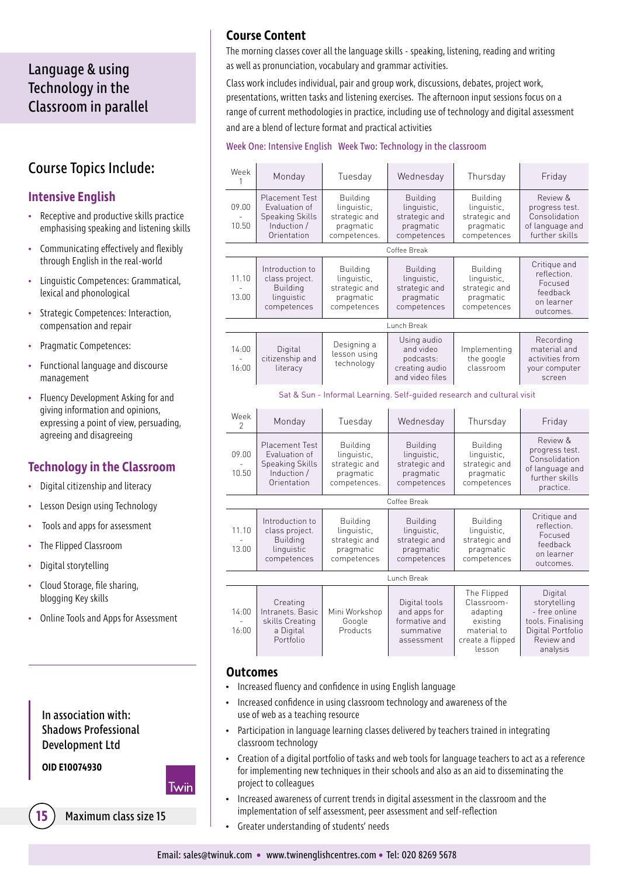## Language & using Technology in the Classroom in parallel

## Course Topics Include:

### Intensive English

- Receptive and productive skills practice emphasising speaking and listening skills
- Communicating effectively and flexibly through English in the real-world
- Linguistic Competences: Grammatical, lexical and phonological
- Strategic Competences: Interaction, compensation and repair
- Pragmatic Competences:
- Functional language and discourse management
- Fluency Development Asking for and giving information and opinions, expressing a point of view, persuading, agreeing and disagreeing

### Technology in the Classroom

- Digital citizenship and literacy
- Lesson Design using Technology
- Tools and apps for assessment
- The Flipped Classroom
- Digital storytelling
- Cloud Storage, file sharing, blogging Key skills
- Online Tools and Apps for Assessment

In association with:
Shadows Professional Development Ltd

**OID E10074930**

Twin

15 Maximum class size 15

## Course Content

The morning classes cover all the language skills - speaking, listening, reading and writing as well as pronunciation, vocabulary and grammar activities.

Class work includes individual, pair and group work, discussions, debates, project work, presentations, written tasks and listening exercises. The afternoon input sessions focus on a range of current methodologies in practice, including use of technology and digital assessment and are a blend of lecture format and practical activities

Week One: Intensive English Week Two: Technology in the classroom

| Week 1 | Monday | Tuesday | Wednesday | Thursday | Friday |
|---|---|---|---|---|---|
| 09.00 - 10.50 | Placement Test Evaluation of Speaking Skills Induction / Orientation | Building linguistic, strategic and pragmatic competences. | Building linguistic, strategic and pragmatic competences | Building linguistic, strategic and pragmatic competences | Review & progress test. Consolidation of language and further skills |
| Coffee Break | | | | | |
| 11.10 - 13.00 | Introduction to class project. Building linguistic competences | Building linguistic, strategic and pragmatic competences | Building linguistic, strategic and pragmatic competences | Building linguistic, strategic and pragmatic competences | Critique and reflection. Focused feedback on learner outcomes. |
| Lunch Break | | | | | |
| 14:00 - 16:00 | Digital citizenship and literacy | Designing a lesson using technology | Using audio and video podcasts: creating audio and video files | Implementing the google classroom | Recording material and activities from your computer screen |

Sat & Sun - Informal Learning. Self-guided research and cultural visit

| Week 2 | Monday | Tuesday | Wednesday | Thursday | Friday |
|---|---|---|---|---|---|
| 09.00 - 10.50 | Placement Test Evaluation of Speaking Skills Induction / Orientation | Building linguistic, strategic and pragmatic competences. | Building linguistic, strategic and pragmatic competences | Building linguistic, strategic and pragmatic competences | Review & progress test. Consolidation of language and further skills practice. |
| Coffee Break | | | | | |
| 11.10 - 13.00 | Introduction to class project. Building linguistic competences | Building linguistic, strategic and pragmatic competences | Building linguistic, strategic and pragmatic competences | Building linguistic, strategic and pragmatic competences | Critique and reflection. Focused feedback on learner outcomes. |
| Lunch Break | | | | | |
| 14:00 - 16:00 | Creating Intranets. Basic skills Creating a Digital Portfolio | Mini Workshop Google Products | Digital tools and apps for formative and summative assessment | The Flipped Classroom- adapting existing material to create a flipped lesson | Digital storytelling - free online tools. Finalising Digital Portfolio Review and analysis |

## Outcomes

- Increased fluency and confidence in using English language
- Increased confidence in using classroom technology and awareness of the use of web as a teaching resource
- Participation in language learning classes delivered by teachers trained in integrating classroom technology
- Creation of a digital portfolio of tasks and web tools for language teachers to act as a reference for implementing new techniques in their schools and also as an aid to disseminating the project to colleagues
- Increased awareness of current trends in digital assessment in the classroom and the implementation of self assessment, peer assessment and self-reflection
- Greater understanding of students' needs

Email: sales@twinuk.com • www.twinenglishcentres.com • Tel: 020 8269 5678